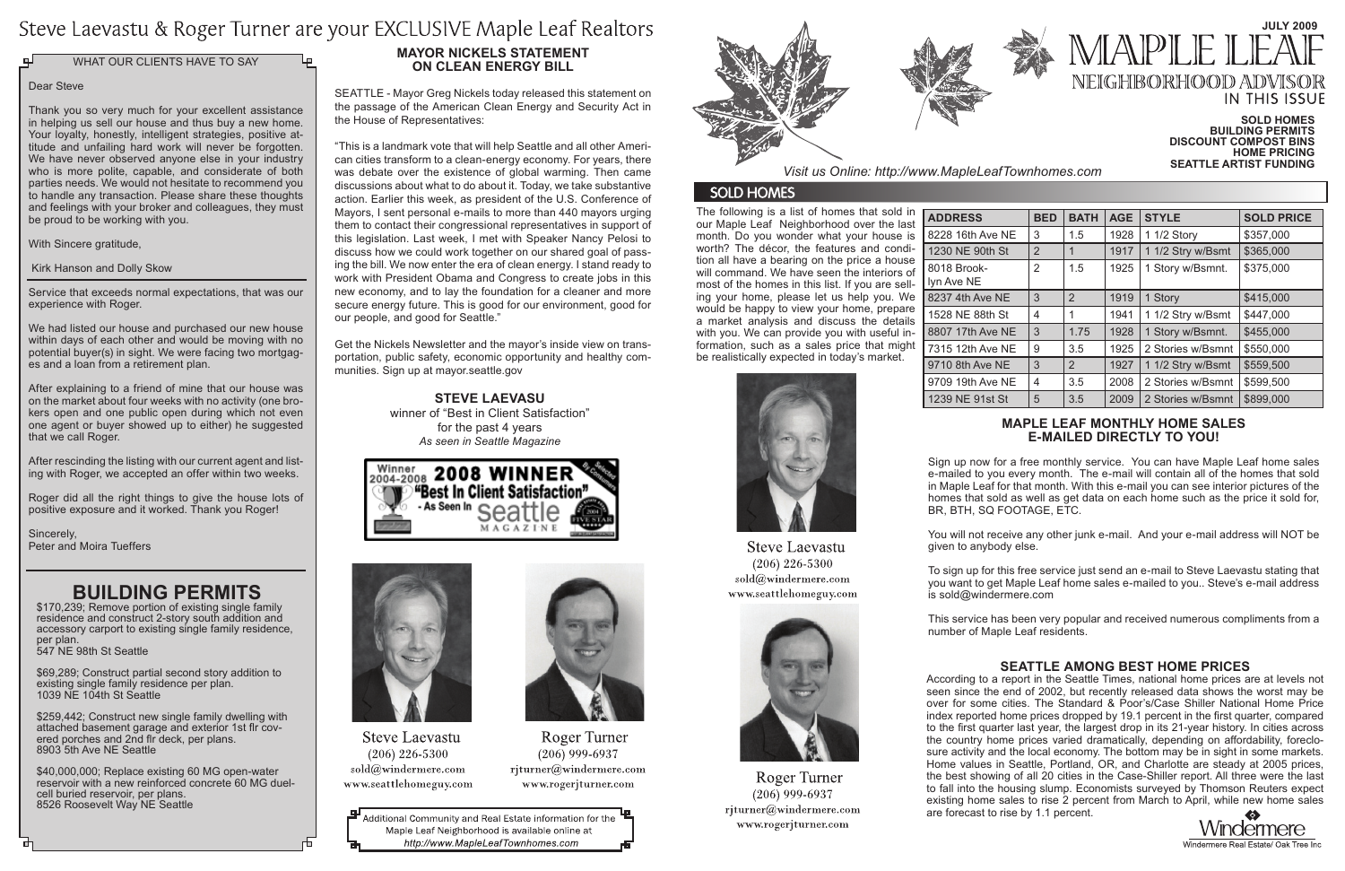# Steve Laevastu & Roger Turner are your EXCLUSIVE Maple Leaf Realtors

## WHAT OUR CLIENTS HAVE TO SAY

Dear Steve

Thank you so very much for your excellent assistance in helping us sell our house and thus buy a new home. Your loyalty, honestly, intelligent strategies, positive attitude and unfailing hard work will never be forgotten. We have never observed anyone else in your industry who is more polite, capable, and considerate of both parties needs. We would not hesitate to recommend you to handle any transaction. Please share these thoughts and feelings with your broker and colleagues, they must be proud to be working with you.

With Sincere gratitude,

Kirk Hanson and Dolly Skow

Service that exceeds normal expectations, that was our experience with Roger.

We had listed our house and purchased our new house within days of each other and would be moving with no potential buyer(s) in sight. We were facing two mortgages and a loan from a retirement plan.

After explaining to a friend of mine that our house was on the market about four weeks with no activity (one brokers open and one public open during which not even one agent or buyer showed up to either) he suggested that we call Roger.

After rescinding the listing with our current agent and listing with Roger, we accepted an offer within two weeks.

Roger did all the right things to give the house lots of positive exposure and it worked. Thank you Roger!

Sincerely,
Peter and Moira Tueffers

## BUILDING PERMITS

$170,239; Remove portion of existing single family residence and construct 2-story south addition and accessory carport to existing single family residence, per plan.
547 NE 98th St Seattle

$69,289; Construct partial second story addition to existing single family residence per plan.
1039 NE 104th St Seattle

$259,442; Construct new single family dwelling with attached basement garage and exterior 1st flr covered porches and 2nd flr deck, per plans.
8903 5th Ave NE Seattle

$40,000,000; Replace existing 60 MG open-water reservoir with a new reinforced concrete 60 MG duel-cell buried reservoir, per plans.
8526 Roosevelt Way NE Seattle

## MAYOR NICKELS STATEMENT ON CLEAN ENERGY BILL

SEATTLE - Mayor Greg Nickels today released this statement on the passage of the American Clean Energy and Security Act in the House of Representatives:

"This is a landmark vote that will help Seattle and all other American cities transform to a clean-energy economy. For years, there was debate over the existence of global warming. Then came discussions about what to do about it. Today, we take substantive action. Earlier this week, as president of the U.S. Conference of Mayors, I sent personal e-mails to more than 440 mayors urging them to contact their congressional representatives in support of this legislation. Last week, I met with Speaker Nancy Pelosi to discuss how we could work together on our shared goal of passing the bill. We now enter the era of clean energy. I stand ready to work with President Obama and Congress to create jobs in this new economy, and to lay the foundation for a cleaner and more secure energy future. This is good for our environment, good for our people, and good for Seattle."

Get the Nickels Newsletter and the mayor's inside view on transportation, public safety, economic opportunity and healthy communities. Sign up at mayor.seattle.gov

**STEVE LAEVASU**
winner of "Best in Client Satisfaction"
for the past 4 years
*As seen in Seattle Magazine*

Winner 2004-2008 **2008 WINNER** "Best In Client Satisfaction" - As Seen In Seattle Magazine

Steve Laevastu
(206) 226-5300
sold@windermere.com
www.seattlehomeguy.com

Roger Turner
(206) 999-6937
rjturner@windermere.com
www.rogerjturner.com

Additional Community and Real Estate information for the Maple Leaf Neighborhood is available online at
*http://www.MapleLeafTownhomes.com*

# MAPLE LEAF NEIGHBORHOOD ADVISOR

JULY 2009

### IN THIS ISSUE

**SOLD HOMES**
**BUILDING PERMITS**
**DISCOUNT COMPOST BINS**
**HOME PRICING**
**SEATTLE ARTIST FUNDING**

*Visit us Online: http://www.MapleLeafTownhomes.com*

## SOLD HOMES

The following is a list of homes that sold in our Maple Leaf Neighborhood over the last month. Do you wonder what your house is worth? The décor, the features and condition all have a bearing on the price a house will command. We have seen the interiors of most of the homes in this list. If you are selling your home, please let us help you. We would be happy to view your home, prepare a market analysis and discuss the details with you. We can provide you with useful information, such as a sales price that might be realistically expected in today's market.

| ADDRESS | BED | BATH | AGE | STYLE | SOLD PRICE |
|---|---|---|---|---|---|
| 8228 16th Ave NE | 3 | 1.5 | 1928 | 1 1/2 Story | $357,000 |
| 1230 NE 90th St | 2 | 1 | 1917 | 1 1/2 Stry w/Bsmt | $365,000 |
| 8018 Brooklyn Ave NE | 2 | 1.5 | 1925 | 1 Story w/Bsmnt. | $375,000 |
| 8237 4th Ave NE | 3 | 2 | 1919 | 1 Story | $415,000 |
| 1528 NE 88th St | 4 | 1 | 1941 | 1 1/2 Stry w/Bsmt | $447,000 |
| 8807 17th Ave NE | 3 | 1.75 | 1928 | 1 Story w/Bsmnt. | $455,000 |
| 7315 12th Ave NE | 9 | 3.5 | 1925 | 2 Stories w/Bsmnt | $550,000 |
| 9710 8th Ave NE | 3 | 2 | 1927 | 1 1/2 Stry w/Bsmt | $559,500 |
| 9709 19th Ave NE | 4 | 3.5 | 2008 | 2 Stories w/Bsmnt | $599,500 |
| 1239 NE 91st St | 5 | 3.5 | 2009 | 2 Stories w/Bsmnt | $899,000 |

Steve Laevastu
(206) 226-5300
sold@windermere.com
www.seattlehomeguy.com

Roger Turner
(206) 999-6937
rjturner@windermere.com
www.rogerjturner.com

## MAPLE LEAF MONTHLY HOME SALES E-MAILED DIRECTLY TO YOU!

Sign up now for a free monthly service. You can have Maple Leaf home sales e-mailed to you every month. The e-mail will contain all of the homes that sold in Maple Leaf for that month. With this e-mail you can see interior pictures of the homes that sold as well as get data on each home such as the price it sold for, BR, BTH, SQ FOOTAGE, ETC.

You will not receive any other junk e-mail. And your e-mail address will NOT be given to anybody else.

To sign up for this free service just send an e-mail to Steve Laevastu stating that you want to get Maple Leaf home sales e-mailed to you.. Steve's e-mail address is sold@windermere.com

This service has been very popular and received numerous compliments from a number of Maple Leaf residents.

## SEATTLE AMONG BEST HOME PRICES

According to a report in the Seattle Times, national home prices are at levels not seen since the end of 2002, but recently released data shows the worst may be over for some cities. The Standard & Poor's/Case Shiller National Home Price index reported home prices dropped by 19.1 percent in the first quarter, compared to the first quarter last year, the largest drop in its 21-year history. In cities across the country home prices varied dramatically, depending on affordability, foreclosure activity and the local economy. The bottom may be in sight in some markets. Home values in Seattle, Portland, OR, and Charlotte are steady at 2005 prices, the best showing of all 20 cities in the Case-Shiller report. All three were the last to fall into the housing slump. Economists surveyed by Thomson Reuters expect existing home sales to rise 2 percent from March to April, while new home sales are forecast to rise by 1.1 percent.

Windermere
Windermere Real Estate/ Oak Tree Inc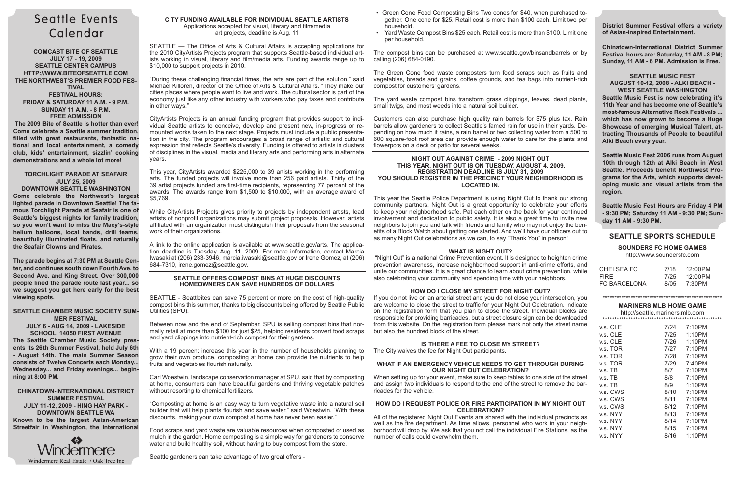# Seattle Events Calendar

**COMCAST BITE OF SEATTLE**
**JULY 17 - 19, 2009**
**SEATTLE CENTER CAMPUS**
**HTTP://WWW.BITEOFSEATTLE.COM**
**THE NORTHWEST'S PREMIER FOOD FESTIVAL**
**FESTIVAL HOURS:**
**FRIDAY & SATURDAY 11 A.M. - 9 P.M.**
**SUNDAY 11 A.M. - 8 P.M.**
**FREE ADMISSION**

**The 2009 Bite of Seattle is hotter than ever! Come celebrate a Seattle summer tradition, filled with great restaurants, fantastic national and local entertainment, a comedy club, kids' entertainment, sizzlin' cooking demonstrations and a whole lot more!**

**TORCHLIGHT PARADE AT SEAFAIR**
**JULY 25, 2009**
**DOWNTOWN SEATTLE WASHINGTON**

**Come celebrate the Northwest's largest lighted parade in Downtown Seattle! The famous Torchlight Parade at Seafair is one of Seattle's biggest nights for family tradition, so you won't want to miss the Macy's-style helium balloons, local bands, drill teams, beautifully illuminated floats, and naturally the Seafair Clowns and Pirates.**

**The parade begins at 7:30 PM at Seattle Center, and continues south down Fourth Ave. to Second Ave. and King Street. Over 300,000 people lined the parade route last year... so we suggest you get here early for the best viewing spots.**

**SEATTLE CHAMBER MUSIC SOCIETY SUMMER FESTIVAL**
**JULY 6 - AUG 14, 2009 - LAKESIDE SCHOOL, 14050 FIRST AVENUE**

**The Seattle Chamber Music Society presents its 26th Summer Festival, held July 6th - August 14th. The main Summer Season consists of Twelve Concerts each Monday... Wednesday... and Friday evenings... beginning at 8:00 PM.**

**CHINATOWN-INTERNATIONAL DISTRICT SUMMER FESTIVAL**
**JULY 11-12, 2009 - HING HAY PARK - DOWNTOWN SEATTLE WA**

**Known to be the largest Asian-American Streetfair in Washington, the International District Summer Festival offers a variety of Asian-inspired Entertainment.**

**Chinatown-International District Summer Festival hours are: Saturday, 11 AM - 8 PM; Sunday, 11 AM - 6 PM. Admission is Free.**

Windermere
Windermere Real Estate / Oak Tree Inc

## CITY FUNDING AVAILABLE FOR INDIVIDUAL SEATTLE ARTISTS

Applications accepted for visual, literary and film/media art projects, deadline is Aug. 11

SEATTLE — The Office of Arts & Cultural Affairs is accepting applications for the 2010 CityArtists Projects program that supports Seattle-based individual artists working in visual, literary and film/media arts. Funding awards range up to $10,000 to support projects in 2010.

"During these challenging financial times, the arts are part of the solution," said Michael Killoren, director of the Office of Arts & Cultural Affairs. "They make our cities places where people want to live and work. The cultural sector is part of the economy just like any other industry with workers who pay taxes and contribute in other ways."

CityArtists Projects is an annual funding program that provides support to individual Seattle artists to conceive, develop and present new, in-progress or remounted works taken to the next stage. Projects must include a public presentation in the city. The program encourages a broad range of artistic and cultural expression that reflects Seattle's diversity. Funding is offered to artists in clusters of disciplines in the visual, media and literary arts and performing arts in alternate years.

This year, CityArtists awarded $225,000 to 39 artists working in the performing arts. The funded projects will involve more than 256 paid artists. Thirty of the 39 artist projects funded are first-time recipients, representing 77 percent of the awards. The awards range from $1,500 to $10,000, with an average award of $5,769.

While CityArtists Projects gives priority to projects by independent artists, lead artists of nonprofit organizations may submit project proposals. However, artists affiliated with an organization must distinguish their proposals from the seasonal work of their organizations.

A link to the online application is available at www.seattle.gov/arts. The application deadline is Tuesday, Aug. 11, 2009. For more information, contact Marcia Iwasaki at (206) 233-3946, marcia.iwasaki@seattle.gov or Irene Gomez, at (206) 684-7310, irene.gomez@seattle.gov.

## SEATTLE OFFERS COMPOST BINS AT HUGE DISCOUNTS HOMEOWNERS CAN SAVE HUNDREDS OF DOLLARS

SEATTLE - Seattleites can save 75 percent or more on the cost of high-quality compost bins this summer, thanks to big discounts being offered by Seattle Public Utilities (SPU).

Between now and the end of September, SPU is selling compost bins that normally retail at more than $100 for just $25, helping residents convert food scraps and yard clippings into nutrient-rich compost for their gardens.

With a 19 percent increase this year in the number of households planning to grow their own produce, composting at home can provide the nutrients to help fruits and vegetables flourish naturally.

Carl Woestwin, landscape conservation manager at SPU, said that by composting at home, consumers can have beautiful gardens and thriving vegetable patches without resorting to chemical fertilizers.

"Composting at home is an easy way to turn vegetative waste into a natural soil builder that will help plants flourish and save water," said Woestwin. "With these discounts, making your own compost at home has never been easier."

Food scraps and yard waste are valuable resources when composted or used as mulch in the garden. Home composting is a simple way for gardeners to conserve water and build healthy soil, without having to buy compost from the store.

Seattle gardeners can take advantage of two great offers -

- Green Cone Food Composting Bins Two cones for $40, when purchased together. One cone for $25. Retail cost is more than $100 each. Limit two per household.
- Yard Waste Compost Bins $25 each. Retail cost is more than $100. Limit one per household.

The compost bins can be purchased at www.seattle.gov/binsandbarrels or by calling (206) 684-0190.

The Green Cone food waste composters turn food scraps such as fruits and vegetables, breads and grains, coffee grounds, and tea bags into nutrient-rich compost for customers' gardens.

The yard waste compost bins transform grass clippings, leaves, dead plants, small twigs, and most weeds into a natural soil builder.

Customers can also purchase high quality rain barrels for $75 plus tax. Rain barrels allow gardeners to collect Seattle's famed rain for use in their yards. Depending on how much it rains, a rain barrel or two collecting water from a 500 to 600 square-foot roof area can provide enough water to care for the plants and flowerpots on a deck or patio for several weeks.

## NIGHT OUT AGAINST CRIME - 2009 NIGHT OUT THIS YEAR, NIGHT OUT IS ON TUESDAY, AUGUST 4, 2009. REGISTRATION DEADLINE IS JULY 31, 2009 YOU SHOULD REGISTER IN THE PRECINCT YOUR NEIGHBORHOOD IS LOCATED IN.

This year the Seattle Police Department is using Night Out to thank our strong community partners. Night Out is a great opportunity to celebrate your efforts to keep your neighborhood safe. Pat each other on the back for your continued involvement and dedication to public safety. It is also a great time to invite new neighbors to join you and talk with friends and family who may not enjoy the benefits of a Block Watch about getting one started. And we'll have our officers out to as many Night Out celebrations as we can, to say "Thank You" in person!

### WHAT IS NIGHT OUT?

"Night Out" is a national Crime Prevention event. It is designed to heighten crime prevention awareness, increase neighborhood support in anti-crime efforts, and unite our communities. It is a great chance to learn about crime prevention, while also celebrating your community and spending time with your neighbors.

### HOW DO I CLOSE MY STREET FOR NIGHT OUT?

If you do not live on an arterial street and you do not close your intersection, you are welcome to close the street to traffic for your Night Out Celebration. Indicate on the registration form that you plan to close the street. Individual blocks are responsible for providing barricades, but a street closure sign can be downloaded from this website. On the registration form please mark not only the street name but also the hundred block of the street.

### IS THERE A FEE TO CLOSE MY STREET?

The City waives the fee for Night Out participants.

### WHAT IF AN EMERGENCY VEHICLE NEEDS TO GET THROUGH DURING OUR NIGHT OUT CELEBRATION?

When setting up for your event, make sure to keep tables to one side of the street and assign two individuals to respond to the end of the street to remove the barricades for the vehicle.

### HOW DO I REQUEST POLICE OR FIRE PARTICIPATION IN MY NIGHT OUT CELEBRATION?

All of the registered Night Out Events are shared with the individual precincts as well as the fire department. As time allows, personnel who work in your neighborhood will drop by. We ask that you not call the individual Fire Stations, as the number of calls could overwhelm them.

**SEATTLE MUSIC FEST**
**AUGUST 10-12, 2008 - ALKI BEACH - WEST SEATTLE WASHINGTON**

**Seattle Music Fest is now celebrating it's 11th Year and has become one of Seattle's most-famous Alternative Rock Festivals ... which has now grown to become a Huge Showcase of emerging Musical Talent, attracting Thousands of People to beautiful Alki Beach every year.**

**Seattle Music Fest 2006 runs from August 10th through 12th at Alki Beach in West Seattle. Proceeds benefit Northwest Programs for the Arts, which supports developing music and visual artists from the region.**

**Seattle Music Fest Hours are Friday 4 PM - 9:30 PM; Saturday 11 AM - 9:30 PM; Sunday 11 AM - 9:30 PM.**

## SEATTLE SPORTS SCHEDULE

**SOUNDERS FC HOME GAMES**

http://www.soundersfc.com

| | | |
|---|---|---|
| CHELSEA FC | 7/18 | 12:00PM |
| FIRE | 7/25 | 12:00PM |
| FC BARCELONA | 8/05 | 7:30PM |

**MARINERS MLB HOME GAME**

http://seattle.mariners.mlb.com

| | | |
|---|---|---|
| v.s. CLE | 7/24 | 7:10PM |
| v.s. CLE | 7/25 | 1:10PM |
| v.s. CLE | 7/26 | 1:10PM |
| v.s. TOR | 7/27 | 7:10PM |
| v.s. TOR | 7/28 | 7:10PM |
| v.s. TOR | 7/29 | 7:40PM |
| v.s. TB | 8/7 | 7:10PM |
| v.s. TB | 8/8 | 7:10PM |
| v.s. TB | 8/9 | 1:10PM |
| v.s. CWS | 8/10 | 7:10PM |
| v.s. CWS | 8/11 | 7:10PM |
| v.s. CWS | 8/12 | 7:10PM |
| v.s. NYY | 8/13 | 7:10PM |
| v.s. NYY | 8/14 | 7:10PM |
| v.s. NYY | 8/15 | 7:10PM |
| v.s. NYY | 8/16 | 1:10PM |